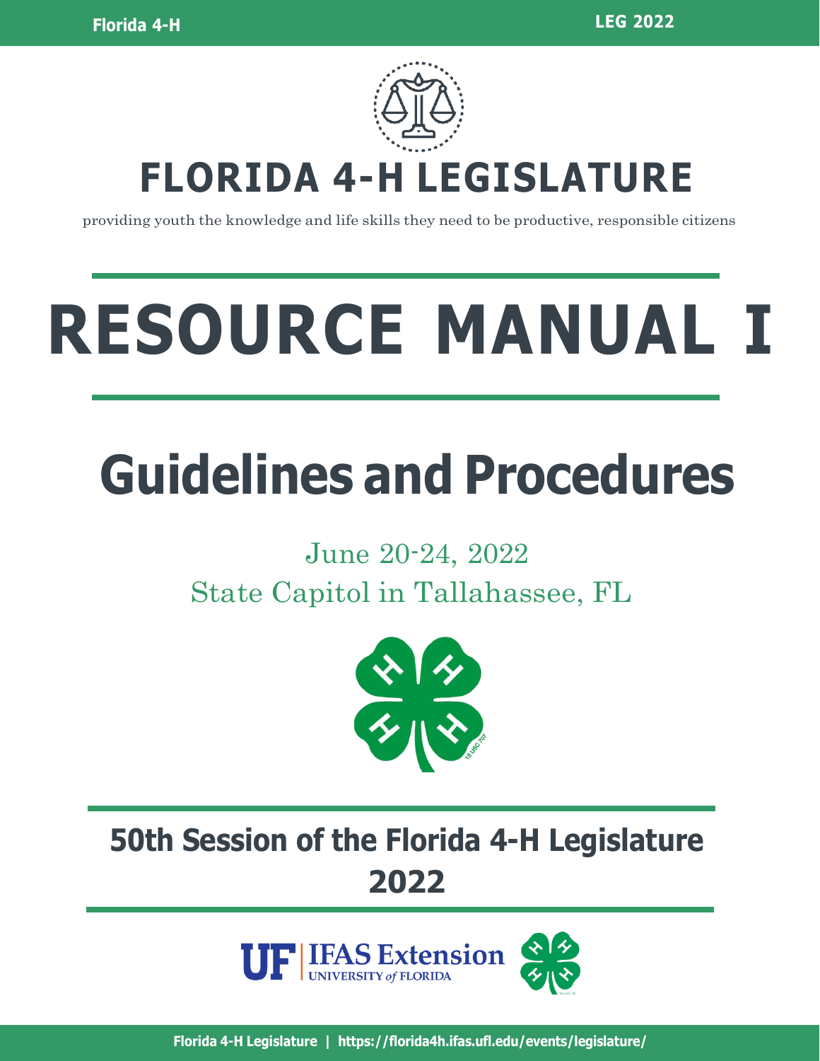# FLORIDA 4-H LEGISLATURE

providing youth the knowledge and life skills they need to be productive, responsible citizens

# RESOURCE MANUAL I

## Guidelines and Procedures

June 20-24, 2022

State Capitol in Tallahassee, FL

## 50th Session of the Florida 4-H Legislature 2022

UF | IFAS Extension UNIVERSITY of FLORIDA

Florida 4-H Legislature | https://florida4h.ifas.ufl.edu/events/legislature/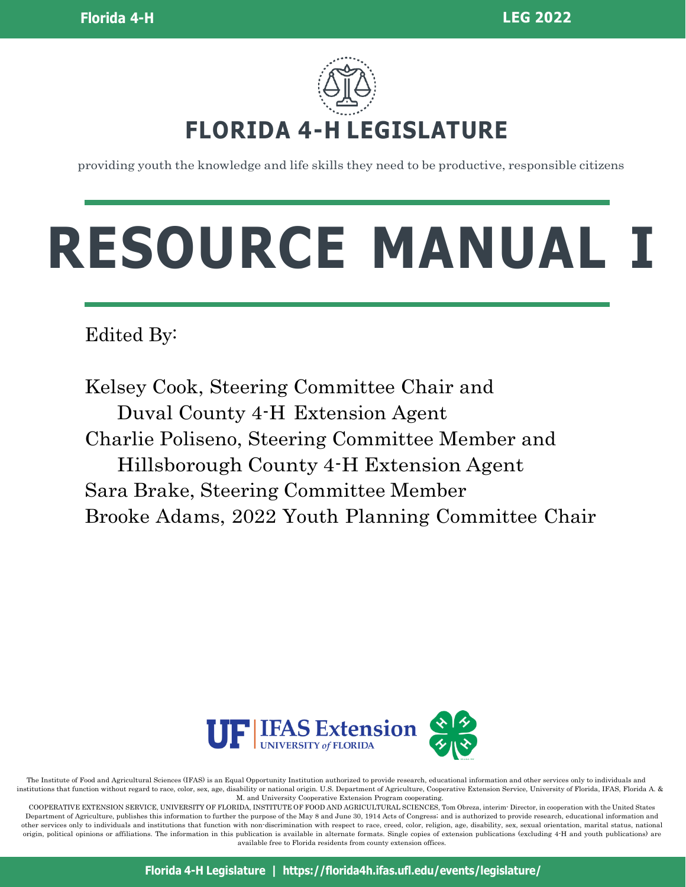# FLORIDA 4-H LEGISLATURE

providing youth the knowledge and life skills they need to be productive, responsible citizens

# RESOURCE MANUAL I

Edited By:

Kelsey Cook, Steering Committee Chair and
Duval County 4-H Extension Agent
Charlie Poliseno, Steering Committee Member and
Hillsborough County 4-H Extension Agent
Sara Brake, Steering Committee Member
Brooke Adams, 2022 Youth Planning Committee Chair

The Institute of Food and Agricultural Sciences (IFAS) is an Equal Opportunity Institution authorized to provide research, educational information and other services only to individuals and institutions that function without regard to race, color, sex, age, disability or national origin. U.S. Department of Agriculture, Cooperative Extension Service, University of Florida, IFAS, Florida A. & M. and University Cooperative Extension Program cooperating.

COOPERATIVE EXTENSION SERVICE, UNIVERSITY OF FLORIDA, INSTITUTE OF FOOD AND AGRICULTURAL SCIENCES, Tom Obreza, interim- Director, in cooperation with the United States Department of Agriculture, publishes this information to further the purpose of the May 8 and June 30, 1914 Acts of Congress; and is authorized to provide research, educational information and other services only to individuals and institutions that function with non-discrimination with respect to race, creed, color, religion, age, disability, sex, sexual orientation, marital status, national origin, political opinions or affiliations. The information in this publication is available in alternate formats. Single copies of extension publications (excluding 4-H and youth publications) are available free to Florida residents from county extension offices.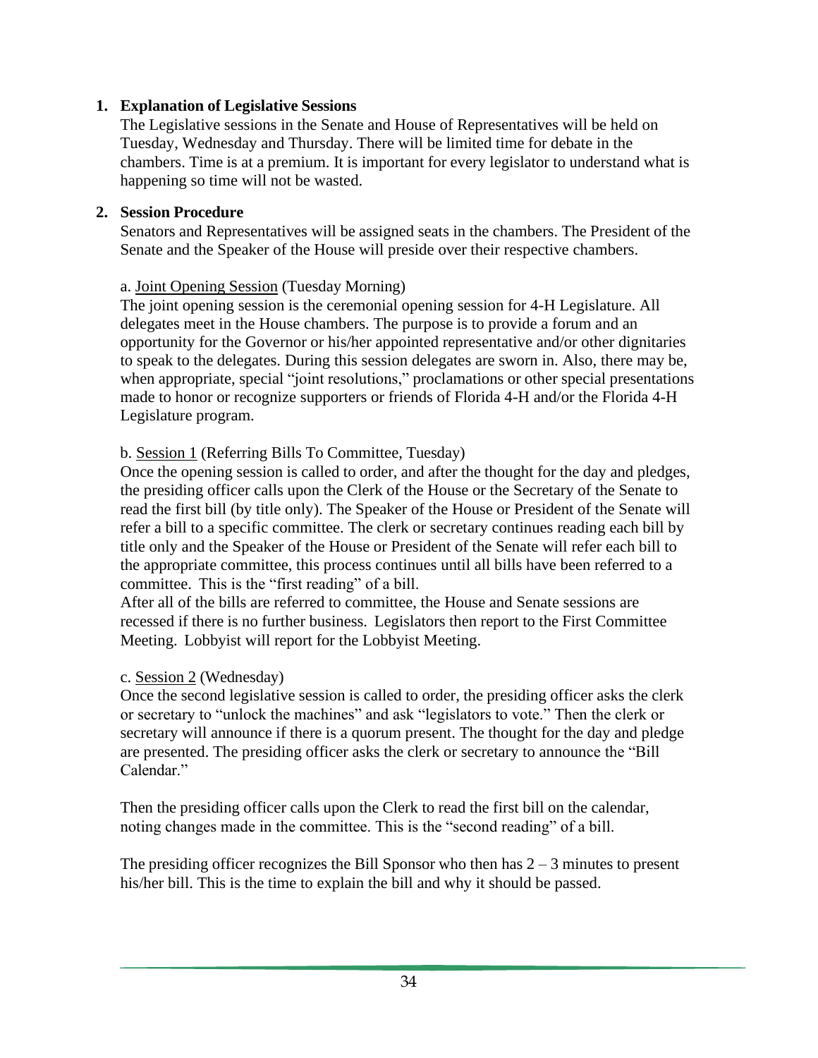1. **Explanation of Legislative Sessions**

   The Legislative sessions in the Senate and House of Representatives will be held on Tuesday, Wednesday and Thursday. There will be limited time for debate in the chambers. Time is at a premium. It is important for every legislator to understand what is happening so time will not be wasted.

2. **Session Procedure**

   Senators and Representatives will be assigned seats in the chambers. The President of the Senate and the Speaker of the House will preside over their respective chambers.

   a. <u>Joint Opening Session</u> (Tuesday Morning)

   The joint opening session is the ceremonial opening session for 4-H Legislature. All delegates meet in the House chambers. The purpose is to provide a forum and an opportunity for the Governor or his/her appointed representative and/or other dignitaries to speak to the delegates. During this session delegates are sworn in. Also, there may be, when appropriate, special "joint resolutions," proclamations or other special presentations made to honor or recognize supporters or friends of Florida 4-H and/or the Florida 4-H Legislature program.

   b. <u>Session 1</u> (Referring Bills To Committee, Tuesday)

   Once the opening session is called to order, and after the thought for the day and pledges, the presiding officer calls upon the Clerk of the House or the Secretary of the Senate to read the first bill (by title only). The Speaker of the House or President of the Senate will refer a bill to a specific committee. The clerk or secretary continues reading each bill by title only and the Speaker of the House or President of the Senate will refer each bill to the appropriate committee, this process continues until all bills have been referred to a committee. This is the "first reading" of a bill.

   After all of the bills are referred to committee, the House and Senate sessions are recessed if there is no further business. Legislators then report to the First Committee Meeting. Lobbyist will report for the Lobbyist Meeting.

   c. <u>Session 2</u> (Wednesday)

   Once the second legislative session is called to order, the presiding officer asks the clerk or secretary to "unlock the machines" and ask "legislators to vote." Then the clerk or secretary will announce if there is a quorum present. The thought for the day and pledge are presented. The presiding officer asks the clerk or secretary to announce the "Bill Calendar."

   Then the presiding officer calls upon the Clerk to read the first bill on the calendar, noting changes made in the committee. This is the "second reading" of a bill.

   The presiding officer recognizes the Bill Sponsor who then has 2 – 3 minutes to present his/her bill. This is the time to explain the bill and why it should be passed.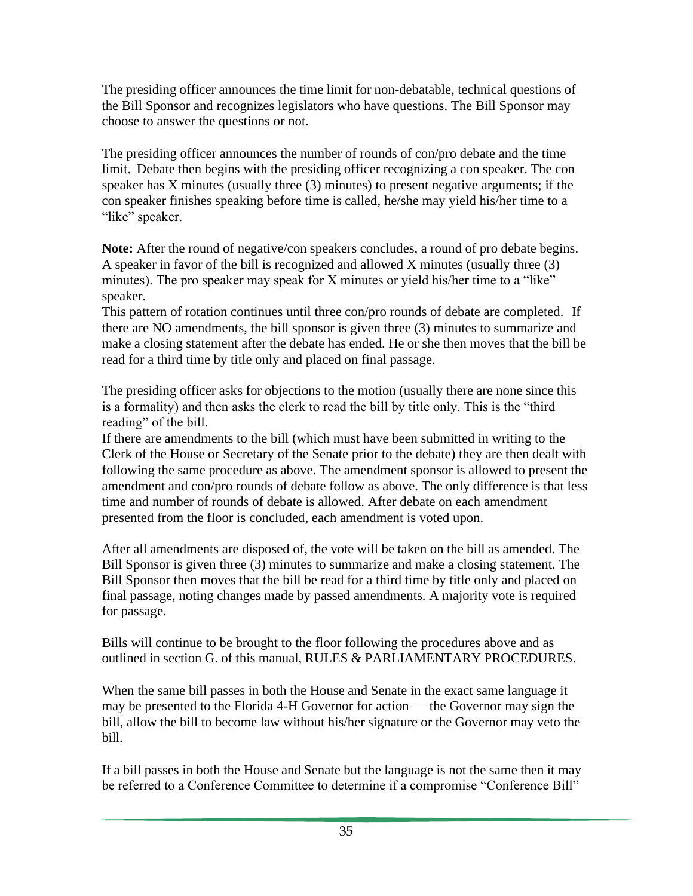The presiding officer announces the time limit for non-debatable, technical questions of the Bill Sponsor and recognizes legislators who have questions. The Bill Sponsor may choose to answer the questions or not.

The presiding officer announces the number of rounds of con/pro debate and the time limit. Debate then begins with the presiding officer recognizing a con speaker. The con speaker has X minutes (usually three (3) minutes) to present negative arguments; if the con speaker finishes speaking before time is called, he/she may yield his/her time to a "like" speaker.

**Note:** After the round of negative/con speakers concludes, a round of pro debate begins. A speaker in favor of the bill is recognized and allowed X minutes (usually three (3) minutes). The pro speaker may speak for X minutes or yield his/her time to a "like" speaker.
This pattern of rotation continues until three con/pro rounds of debate are completed. If there are NO amendments, the bill sponsor is given three (3) minutes to summarize and make a closing statement after the debate has ended. He or she then moves that the bill be read for a third time by title only and placed on final passage.

The presiding officer asks for objections to the motion (usually there are none since this is a formality) and then asks the clerk to read the bill by title only. This is the "third reading" of the bill.
If there are amendments to the bill (which must have been submitted in writing to the Clerk of the House or Secretary of the Senate prior to the debate) they are then dealt with following the same procedure as above. The amendment sponsor is allowed to present the amendment and con/pro rounds of debate follow as above. The only difference is that less time and number of rounds of debate is allowed. After debate on each amendment presented from the floor is concluded, each amendment is voted upon.

After all amendments are disposed of, the vote will be taken on the bill as amended. The Bill Sponsor is given three (3) minutes to summarize and make a closing statement. The Bill Sponsor then moves that the bill be read for a third time by title only and placed on final passage, noting changes made by passed amendments. A majority vote is required for passage.

Bills will continue to be brought to the floor following the procedures above and as outlined in section G. of this manual, RULES & PARLIAMENTARY PROCEDURES.

When the same bill passes in both the House and Senate in the exact same language it may be presented to the Florida 4-H Governor for action — the Governor may sign the bill, allow the bill to become law without his/her signature or the Governor may veto the bill.

If a bill passes in both the House and Senate but the language is not the same then it may be referred to a Conference Committee to determine if a compromise "Conference Bill"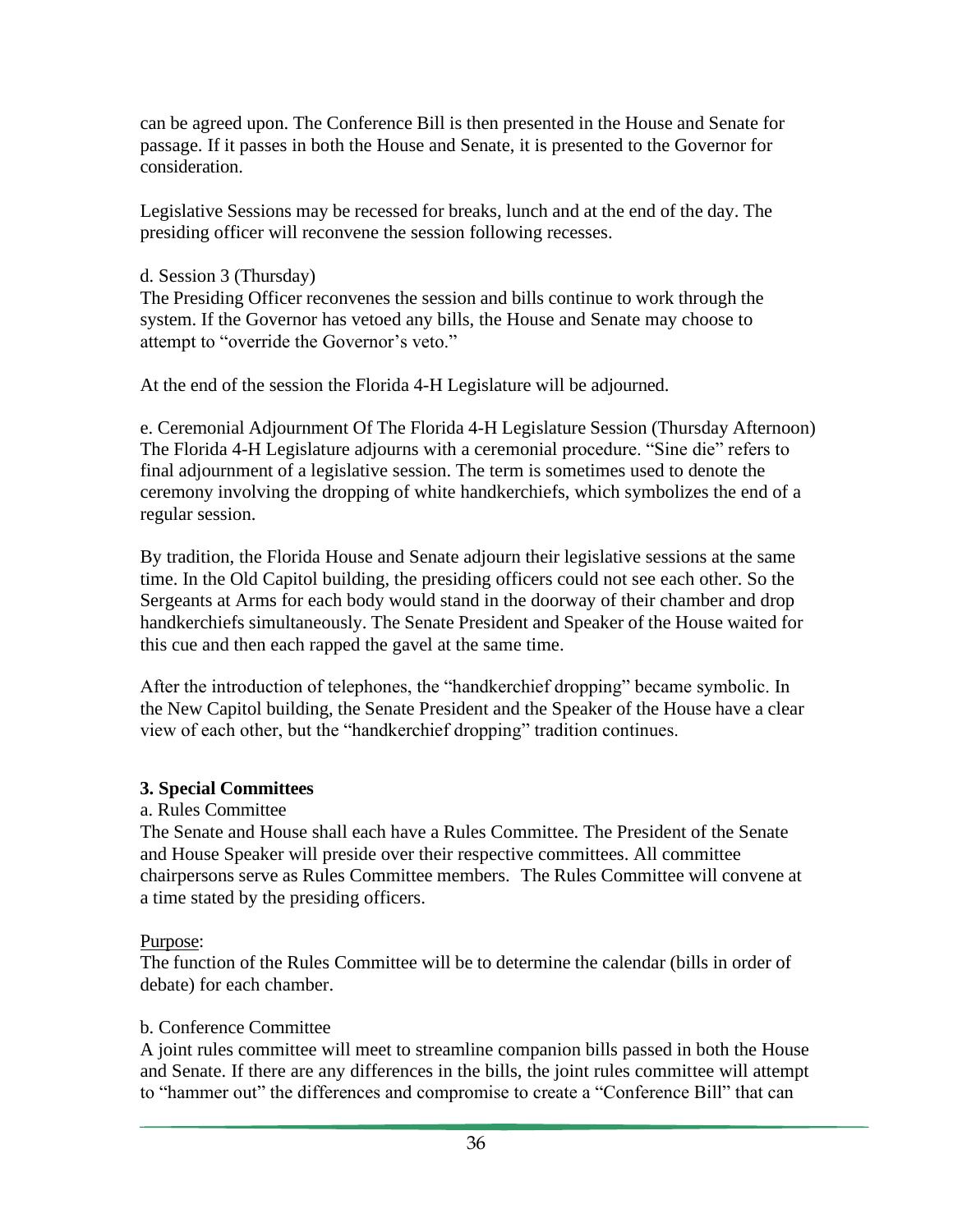can be agreed upon. The Conference Bill is then presented in the House and Senate for passage. If it passes in both the House and Senate, it is presented to the Governor for consideration.

Legislative Sessions may be recessed for breaks, lunch and at the end of the day. The presiding officer will reconvene the session following recesses.

d. Session 3 (Thursday)
The Presiding Officer reconvenes the session and bills continue to work through the system. If the Governor has vetoed any bills, the House and Senate may choose to attempt to "override the Governor's veto."

At the end of the session the Florida 4-H Legislature will be adjourned.

e. Ceremonial Adjournment Of The Florida 4-H Legislature Session (Thursday Afternoon)
The Florida 4-H Legislature adjourns with a ceremonial procedure. "Sine die" refers to final adjournment of a legislative session. The term is sometimes used to denote the ceremony involving the dropping of white handkerchiefs, which symbolizes the end of a regular session.

By tradition, the Florida House and Senate adjourn their legislative sessions at the same time. In the Old Capitol building, the presiding officers could not see each other. So the Sergeants at Arms for each body would stand in the doorway of their chamber and drop handkerchiefs simultaneously. The Senate President and Speaker of the House waited for this cue and then each rapped the gavel at the same time.

After the introduction of telephones, the "handkerchief dropping" became symbolic. In the New Capitol building, the Senate President and the Speaker of the House have a clear view of each other, but the "handkerchief dropping" tradition continues.

### 3. Special Committees

a. Rules Committee
The Senate and House shall each have a Rules Committee. The President of the Senate and House Speaker will preside over their respective committees. All committee chairpersons serve as Rules Committee members. The Rules Committee will convene at a time stated by the presiding officers.

Purpose:
The function of the Rules Committee will be to determine the calendar (bills in order of debate) for each chamber.

b. Conference Committee
A joint rules committee will meet to streamline companion bills passed in both the House and Senate. If there are any differences in the bills, the joint rules committee will attempt to "hammer out" the differences and compromise to create a "Conference Bill" that can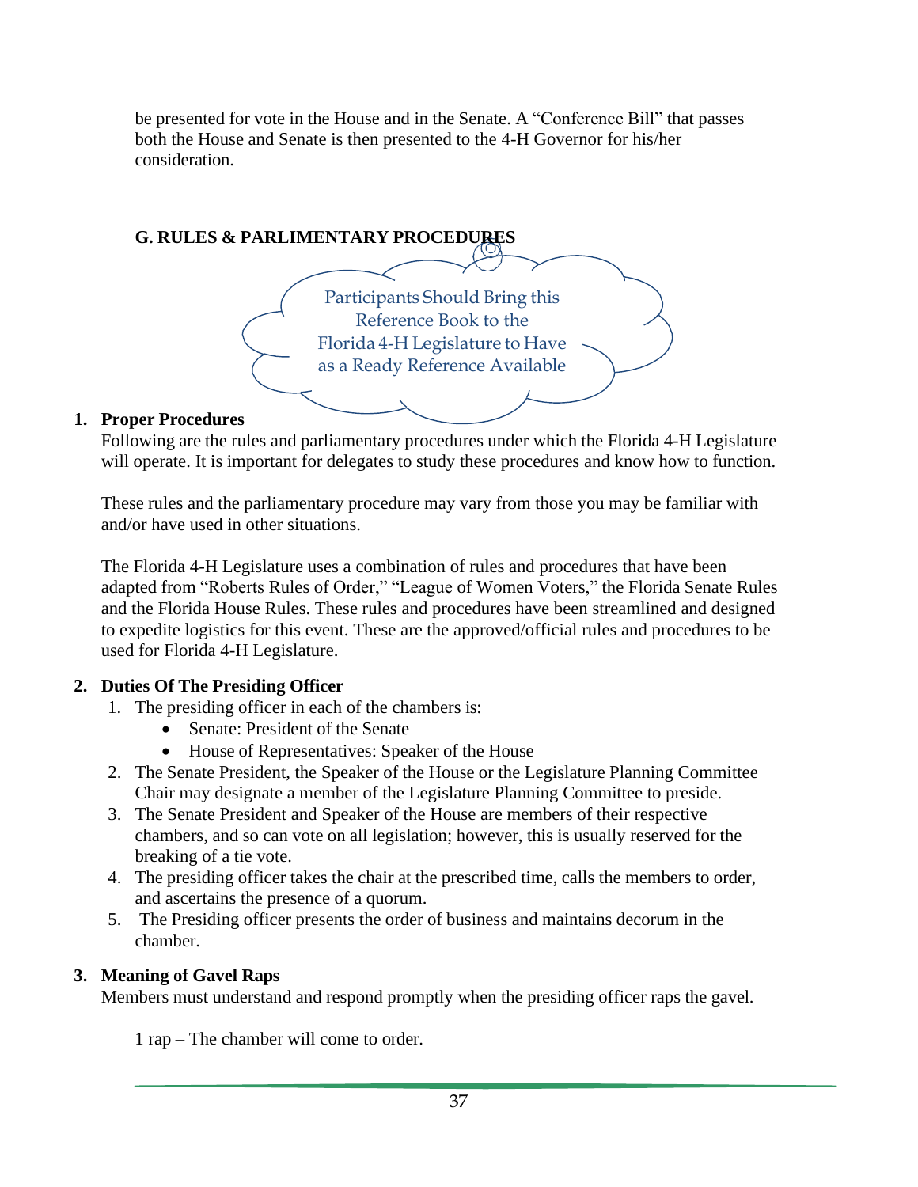be presented for vote in the House and in the Senate. A “Conference Bill” that passes both the House and Senate is then presented to the 4-H Governor for his/her consideration.

### G. RULES & PARLIMENTARY PROCEDURES

Participants Should Bring this Reference Book to the Florida 4-H Legislature to Have as a Ready Reference Available

**1. Proper Procedures**

Following are the rules and parliamentary procedures under which the Florida 4-H Legislature will operate. It is important for delegates to study these procedures and know how to function.

These rules and the parliamentary procedure may vary from those you may be familiar with and/or have used in other situations.

The Florida 4-H Legislature uses a combination of rules and procedures that have been adapted from “Roberts Rules of Order,” “League of Women Voters,” the Florida Senate Rules and the Florida House Rules. These rules and procedures have been streamlined and designed to expedite logistics for this event. These are the approved/official rules and procedures to be used for Florida 4-H Legislature.

**2. Duties Of The Presiding Officer**

1. The presiding officer in each of the chambers is:
   - Senate: President of the Senate
   - House of Representatives: Speaker of the House
2. The Senate President, the Speaker of the House or the Legislature Planning Committee Chair may designate a member of the Legislature Planning Committee to preside.
3. The Senate President and Speaker of the House are members of their respective chambers, and so can vote on all legislation; however, this is usually reserved for the breaking of a tie vote.
4. The presiding officer takes the chair at the prescribed time, calls the members to order, and ascertains the presence of a quorum.
5. The Presiding officer presents the order of business and maintains decorum in the chamber.

**3. Meaning of Gavel Raps**

Members must understand and respond promptly when the presiding officer raps the gavel.

1 rap – The chamber will come to order.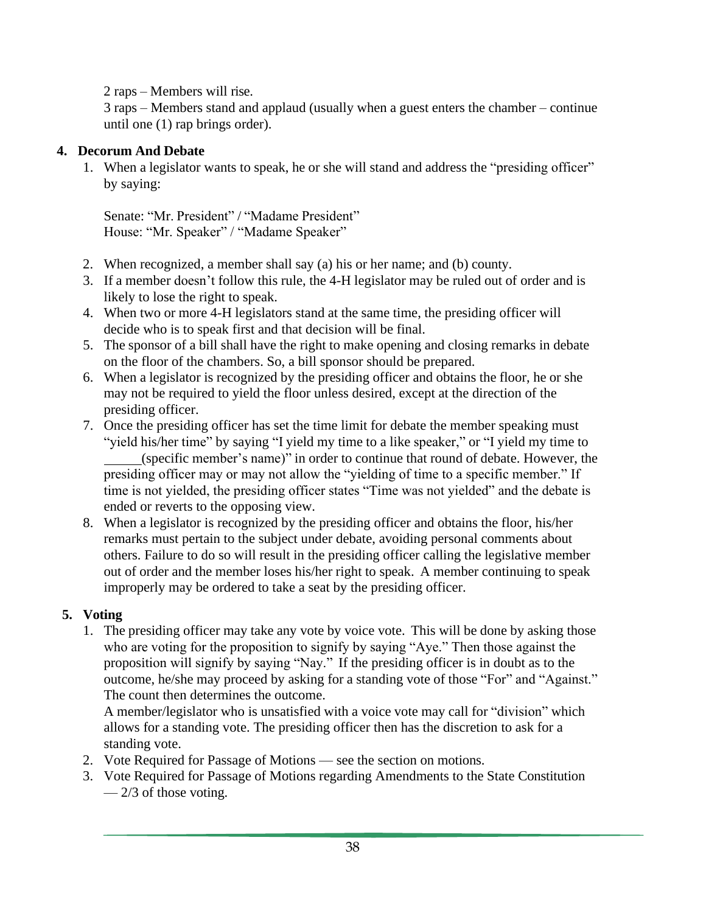2 raps – Members will rise.
3 raps – Members stand and applaud (usually when a guest enters the chamber – continue until one (1) rap brings order).

## 4. Decorum And Debate

1. When a legislator wants to speak, he or she will stand and address the "presiding officer" by saying:

   Senate: "Mr. President" / "Madame President"
   House: "Mr. Speaker" / "Madame Speaker"

2. When recognized, a member shall say (a) his or her name; and (b) county.
3. If a member doesn't follow this rule, the 4-H legislator may be ruled out of order and is likely to lose the right to speak.
4. When two or more 4-H legislators stand at the same time, the presiding officer will decide who is to speak first and that decision will be final.
5. The sponsor of a bill shall have the right to make opening and closing remarks in debate on the floor of the chambers. So, a bill sponsor should be prepared.
6. When a legislator is recognized by the presiding officer and obtains the floor, he or she may not be required to yield the floor unless desired, except at the direction of the presiding officer.
7. Once the presiding officer has set the time limit for debate the member speaking must "yield his/her time" by saying "I yield my time to a like speaker," or "I yield my time to ______(specific member's name)" in order to continue that round of debate. However, the presiding officer may or may not allow the "yielding of time to a specific member." If time is not yielded, the presiding officer states "Time was not yielded" and the debate is ended or reverts to the opposing view.
8. When a legislator is recognized by the presiding officer and obtains the floor, his/her remarks must pertain to the subject under debate, avoiding personal comments about others. Failure to do so will result in the presiding officer calling the legislative member out of order and the member loses his/her right to speak. A member continuing to speak improperly may be ordered to take a seat by the presiding officer.

## 5. Voting

1. The presiding officer may take any vote by voice vote. This will be done by asking those who are voting for the proposition to signify by saying "Aye." Then those against the proposition will signify by saying "Nay." If the presiding officer is in doubt as to the outcome, he/she may proceed by asking for a standing vote of those "For" and "Against." The count then determines the outcome.
   A member/legislator who is unsatisfied with a voice vote may call for "division" which allows for a standing vote. The presiding officer then has the discretion to ask for a standing vote.
2. Vote Required for Passage of Motions — see the section on motions.
3. Vote Required for Passage of Motions regarding Amendments to the State Constitution — 2/3 of those voting.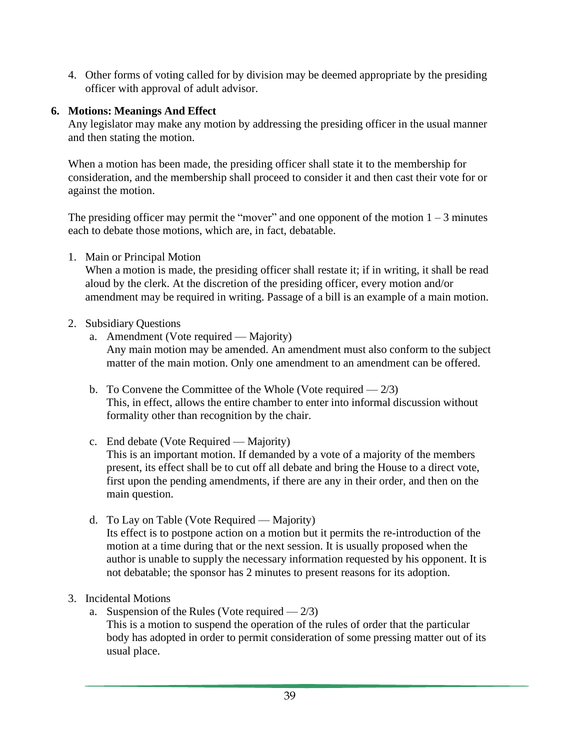4. Other forms of voting called for by division may be deemed appropriate by the presiding officer with approval of adult advisor.

**6. Motions: Meanings And Effect**

Any legislator may make any motion by addressing the presiding officer in the usual manner and then stating the motion.

When a motion has been made, the presiding officer shall state it to the membership for consideration, and the membership shall proceed to consider it and then cast their vote for or against the motion.

The presiding officer may permit the "mover" and one opponent of the motion 1 – 3 minutes each to debate those motions, which are, in fact, debatable.

1. Main or Principal Motion
   When a motion is made, the presiding officer shall restate it; if in writing, it shall be read aloud by the clerk. At the discretion of the presiding officer, every motion and/or amendment may be required in writing. Passage of a bill is an example of a main motion.

2. Subsidiary Questions
   a. Amendment (Vote required — Majority)
      Any main motion may be amended. An amendment must also conform to the subject matter of the main motion. Only one amendment to an amendment can be offered.

   b. To Convene the Committee of the Whole (Vote required — 2/3)
      This, in effect, allows the entire chamber to enter into informal discussion without formality other than recognition by the chair.

   c. End debate (Vote Required — Majority)
      This is an important motion. If demanded by a vote of a majority of the members present, its effect shall be to cut off all debate and bring the House to a direct vote, first upon the pending amendments, if there are any in their order, and then on the main question.

   d. To Lay on Table (Vote Required — Majority)
      Its effect is to postpone action on a motion but it permits the re-introduction of the motion at a time during that or the next session. It is usually proposed when the author is unable to supply the necessary information requested by his opponent. It is not debatable; the sponsor has 2 minutes to present reasons for its adoption.

3. Incidental Motions
   a. Suspension of the Rules (Vote required — 2/3)
      This is a motion to suspend the operation of the rules of order that the particular body has adopted in order to permit consideration of some pressing matter out of its usual place.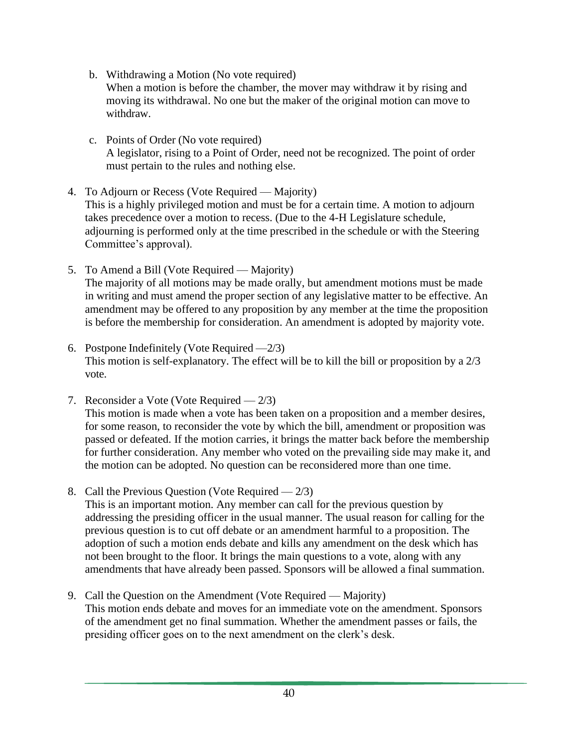b. Withdrawing a Motion (No vote required)
   When a motion is before the chamber, the mover may withdraw it by rising and moving its withdrawal. No one but the maker of the original motion can move to withdraw.

c. Points of Order (No vote required)
   A legislator, rising to a Point of Order, need not be recognized. The point of order must pertain to the rules and nothing else.

4. To Adjourn or Recess (Vote Required — Majority)
   This is a highly privileged motion and must be for a certain time. A motion to adjourn takes precedence over a motion to recess. (Due to the 4-H Legislature schedule, adjourning is performed only at the time prescribed in the schedule or with the Steering Committee's approval).

5. To Amend a Bill (Vote Required — Majority)
   The majority of all motions may be made orally, but amendment motions must be made in writing and must amend the proper section of any legislative matter to be effective. An amendment may be offered to any proposition by any member at the time the proposition is before the membership for consideration. An amendment is adopted by majority vote.

6. Postpone Indefinitely (Vote Required —2/3)
   This motion is self-explanatory. The effect will be to kill the bill or proposition by a 2/3 vote.

7. Reconsider a Vote (Vote Required — 2/3)
   This motion is made when a vote has been taken on a proposition and a member desires, for some reason, to reconsider the vote by which the bill, amendment or proposition was passed or defeated. If the motion carries, it brings the matter back before the membership for further consideration. Any member who voted on the prevailing side may make it, and the motion can be adopted. No question can be reconsidered more than one time.

8. Call the Previous Question (Vote Required — 2/3)
   This is an important motion. Any member can call for the previous question by addressing the presiding officer in the usual manner. The usual reason for calling for the previous question is to cut off debate or an amendment harmful to a proposition. The adoption of such a motion ends debate and kills any amendment on the desk which has not been brought to the floor. It brings the main questions to a vote, along with any amendments that have already been passed. Sponsors will be allowed a final summation.

9. Call the Question on the Amendment (Vote Required — Majority)
   This motion ends debate and moves for an immediate vote on the amendment. Sponsors of the amendment get no final summation. Whether the amendment passes or fails, the presiding officer goes on to the next amendment on the clerk's desk.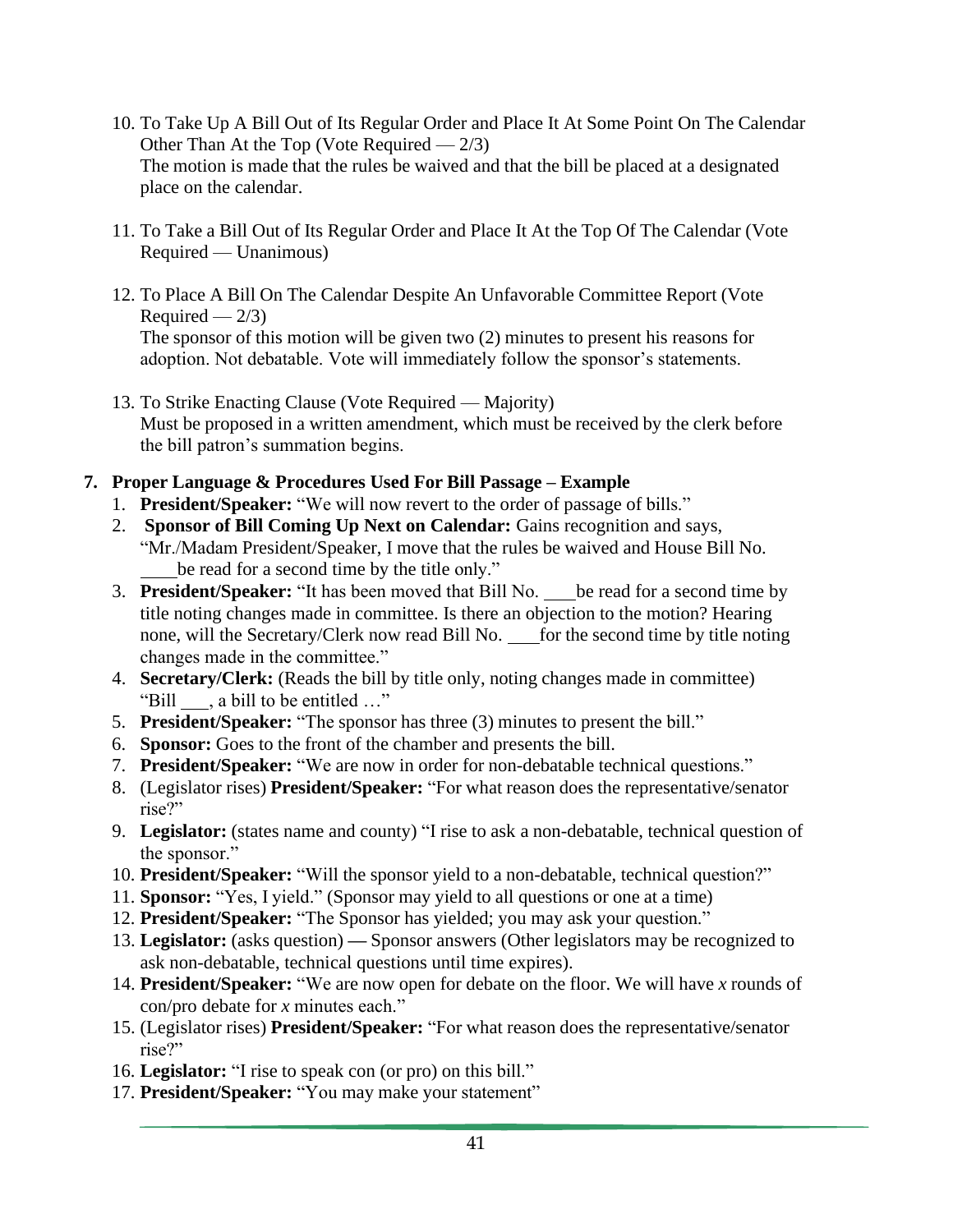10. To Take Up A Bill Out of Its Regular Order and Place It At Some Point On The Calendar Other Than At the Top (Vote Required — 2/3)
    The motion is made that the rules be waived and that the bill be placed at a designated place on the calendar.

11. To Take a Bill Out of Its Regular Order and Place It At the Top Of The Calendar (Vote Required — Unanimous)

12. To Place A Bill On The Calendar Despite An Unfavorable Committee Report (Vote Required — 2/3)
    The sponsor of this motion will be given two (2) minutes to present his reasons for adoption. Not debatable. Vote will immediately follow the sponsor's statements.

13. To Strike Enacting Clause (Vote Required — Majority)
    Must be proposed in a written amendment, which must be received by the clerk before the bill patron's summation begins.

**7. Proper Language & Procedures Used For Bill Passage – Example**

1. **President/Speaker:** "We will now revert to the order of passage of bills."
2. **Sponsor of Bill Coming Up Next on Calendar:** Gains recognition and says, "Mr./Madam President/Speaker, I move that the rules be waived and House Bill No. ____ be read for a second time by the title only."
3. **President/Speaker:** "It has been moved that Bill No. ___ be read for a second time by title noting changes made in committee. Is there an objection to the motion? Hearing none, will the Secretary/Clerk now read Bill No. ___ for the second time by title noting changes made in the committee."
4. **Secretary/Clerk:** (Reads the bill by title only, noting changes made in committee) "Bill ___, a bill to be entitled …"
5. **President/Speaker:** "The sponsor has three (3) minutes to present the bill."
6. **Sponsor:** Goes to the front of the chamber and presents the bill.
7. **President/Speaker:** "We are now in order for non-debatable technical questions."
8. (Legislator rises) **President/Speaker:** "For what reason does the representative/senator rise?"
9. **Legislator:** (states name and county) "I rise to ask a non-debatable, technical question of the sponsor."
10. **President/Speaker:** "Will the sponsor yield to a non-debatable, technical question?"
11. **Sponsor:** "Yes, I yield." (Sponsor may yield to all questions or one at a time)
12. **President/Speaker:** "The Sponsor has yielded; you may ask your question."
13. **Legislator:** (asks question) **—** Sponsor answers (Other legislators may be recognized to ask non-debatable, technical questions until time expires).
14. **President/Speaker:** "We are now open for debate on the floor. We will have *x* rounds of con/pro debate for *x* minutes each."
15. (Legislator rises) **President/Speaker:** "For what reason does the representative/senator rise?"
16. **Legislator:** "I rise to speak con (or pro) on this bill."
17. **President/Speaker:** "You may make your statement"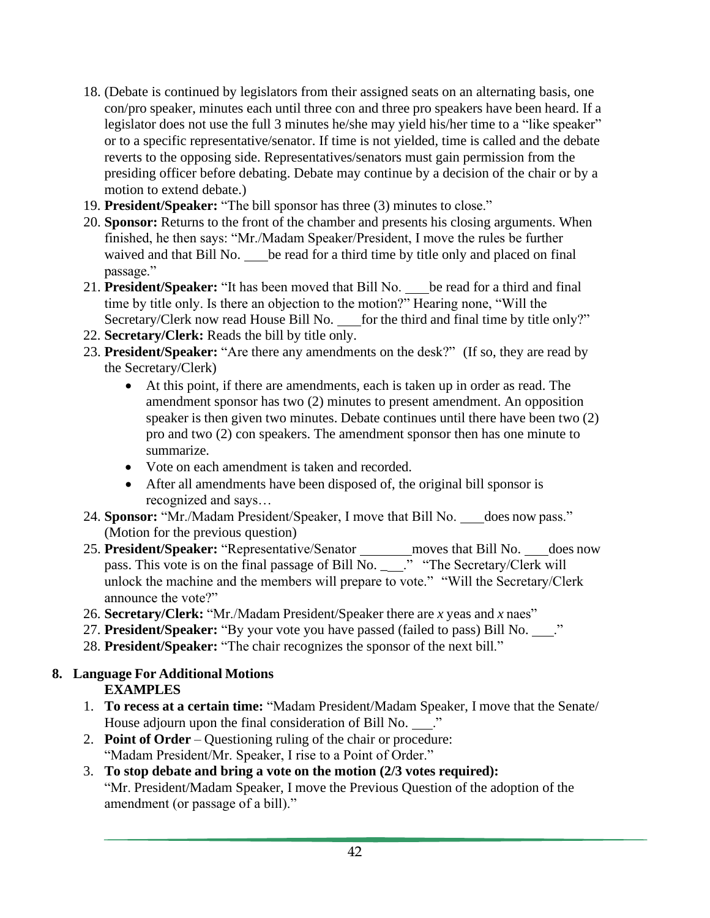18. (Debate is continued by legislators from their assigned seats on an alternating basis, one con/pro speaker, minutes each until three con and three pro speakers have been heard. If a legislator does not use the full 3 minutes he/she may yield his/her time to a "like speaker" or to a specific representative/senator. If time is not yielded, time is called and the debate reverts to the opposing side. Representatives/senators must gain permission from the presiding officer before debating. Debate may continue by a decision of the chair or by a motion to extend debate.)
19. **President/Speaker:** "The bill sponsor has three (3) minutes to close."
20. **Sponsor:** Returns to the front of the chamber and presents his closing arguments. When finished, he then says: "Mr./Madam Speaker/President, I move the rules be further waived and that Bill No. ___ be read for a third time by title only and placed on final passage."
21. **President/Speaker:** "It has been moved that Bill No. ___ be read for a third and final time by title only. Is there an objection to the motion?" Hearing none, "Will the Secretary/Clerk now read House Bill No. ___ for the third and final time by title only?"
22. **Secretary/Clerk:** Reads the bill by title only.
23. **President/Speaker:** "Are there any amendments on the desk?" (If so, they are read by the Secretary/Clerk)
    - At this point, if there are amendments, each is taken up in order as read. The amendment sponsor has two (2) minutes to present amendment. An opposition speaker is then given two minutes. Debate continues until there have been two (2) pro and two (2) con speakers. The amendment sponsor then has one minute to summarize.
    - Vote on each amendment is taken and recorded.
    - After all amendments have been disposed of, the original bill sponsor is recognized and says…
24. **Sponsor:** "Mr./Madam President/Speaker, I move that Bill No. ___ does now pass." (Motion for the previous question)
25. **President/Speaker:** "Representative/Senator ________ moves that Bill No. ___ does now pass. This vote is on the final passage of Bill No. ___." "The Secretary/Clerk will unlock the machine and the members will prepare to vote." "Will the Secretary/Clerk announce the vote?"
26. **Secretary/Clerk:** "Mr./Madam President/Speaker there are *x* yeas and *x* naes"
27. **President/Speaker:** "By your vote you have passed (failed to pass) Bill No. ___."
28. **President/Speaker:** "The chair recognizes the sponsor of the next bill."

## 8. Language For Additional Motions

**EXAMPLES**

1. **To recess at a certain time:** "Madam President/Madam Speaker, I move that the Senate/ House adjourn upon the final consideration of Bill No. ___."
2. **Point of Order** – Questioning ruling of the chair or procedure: "Madam President/Mr. Speaker, I rise to a Point of Order."
3. **To stop debate and bring a vote on the motion (2/3 votes required):** "Mr. President/Madam Speaker, I move the Previous Question of the adoption of the amendment (or passage of a bill)."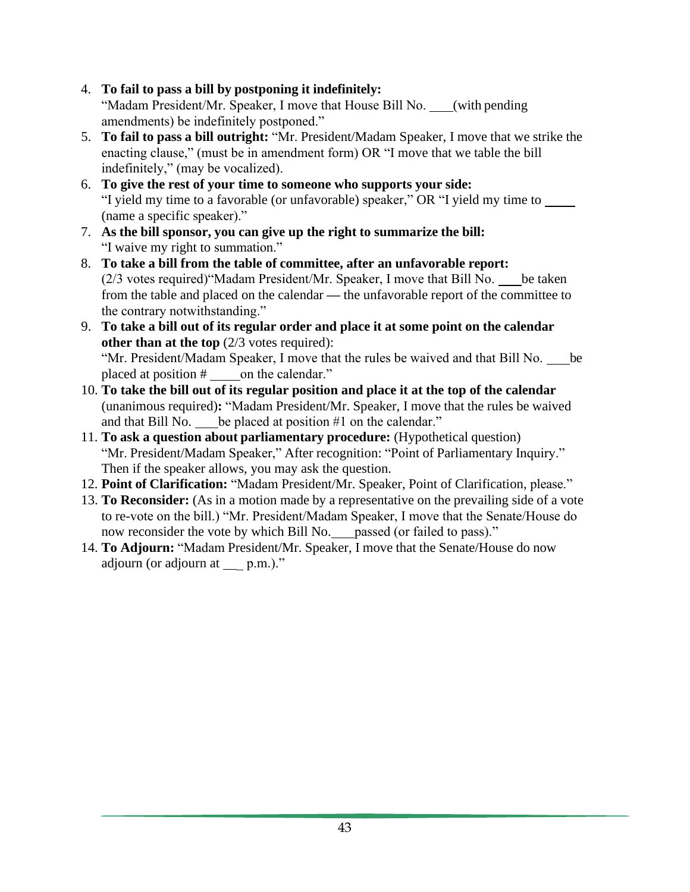4. **To fail to pass a bill by postponing it indefinitely:**
   "Madam President/Mr. Speaker, I move that House Bill No. ___ (with pending amendments) be indefinitely postponed."
5. **To fail to pass a bill outright:** "Mr. President/Madam Speaker, I move that we strike the enacting clause," (must be in amendment form) OR "I move that we table the bill indefinitely," (may be vocalized).
6. **To give the rest of your time to someone who supports your side:**
   "I yield my time to a favorable (or unfavorable) speaker," OR "I yield my time to ____ (name a specific speaker)."
7. **As the bill sponsor, you can give up the right to summarize the bill:**
   "I waive my right to summation."
8. **To take a bill from the table of committee, after an unfavorable report:**
   (2/3 votes required)"Madam President/Mr. Speaker, I move that Bill No. ___ be taken from the table and placed on the calendar — the unfavorable report of the committee to the contrary notwithstanding."
9. **To take a bill out of its regular order and place it at some point on the calendar other than at the top** (2/3 votes required):
   "Mr. President/Madam Speaker, I move that the rules be waived and that Bill No. ___ be placed at position # _____ on the calendar."
10. **To take the bill out of its regular position and place it at the top of the calendar** (unanimous required)**:** "Madam President/Mr. Speaker, I move that the rules be waived and that Bill No. ___ be placed at position #1 on the calendar."
11. **To ask a question about parliamentary procedure:** (Hypothetical question) "Mr. President/Madam Speaker," After recognition: "Point of Parliamentary Inquiry." Then if the speaker allows, you may ask the question.
12. **Point of Clarification:** "Madam President/Mr. Speaker, Point of Clarification, please."
13. **To Reconsider:** (As in a motion made by a representative on the prevailing side of a vote to re-vote on the bill.) "Mr. President/Madam Speaker, I move that the Senate/House do now reconsider the vote by which Bill No. ___ passed (or failed to pass)."
14. **To Adjourn:** "Madam President/Mr. Speaker, I move that the Senate/House do now adjourn (or adjourn at ___ p.m.)."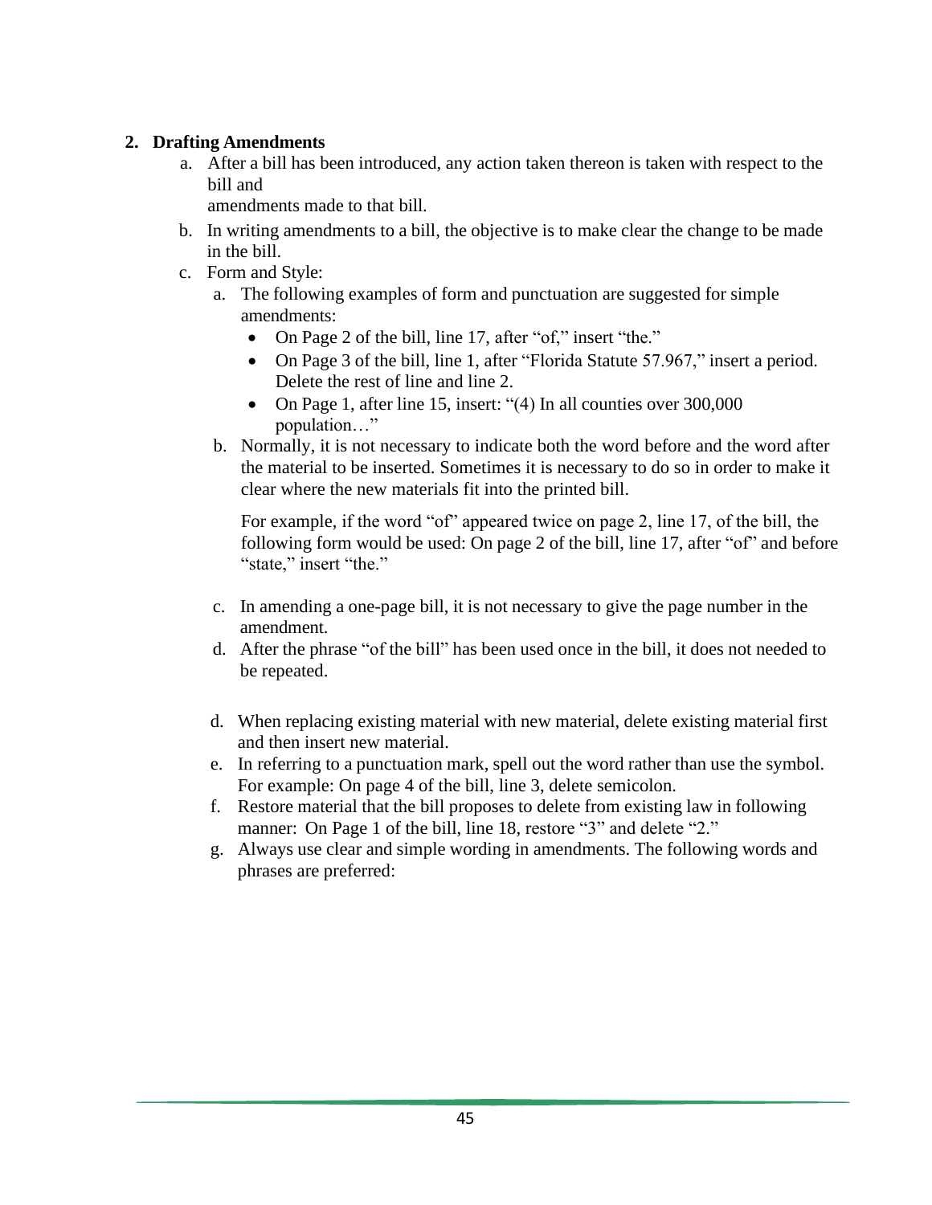## 2. Drafting Amendments

a. After a bill has been introduced, any action taken thereon is taken with respect to the bill and amendments made to that bill.

b. In writing amendments to a bill, the objective is to make clear the change to be made in the bill.

c. Form and Style:

   a. The following examples of form and punctuation are suggested for simple amendments:
      - On Page 2 of the bill, line 17, after "of," insert "the."
      - On Page 3 of the bill, line 1, after "Florida Statute 57.967," insert a period. Delete the rest of line and line 2.
      - On Page 1, after line 15, insert: "(4) In all counties over 300,000 population…"

   b. Normally, it is not necessary to indicate both the word before and the word after the material to be inserted. Sometimes it is necessary to do so in order to make it clear where the new materials fit into the printed bill.

      For example, if the word "of" appeared twice on page 2, line 17, of the bill, the following form would be used: On page 2 of the bill, line 17, after "of" and before "state," insert "the."

   c. In amending a one-page bill, it is not necessary to give the page number in the amendment.

   d. After the phrase "of the bill" has been used once in the bill, it does not needed to be repeated.

d. When replacing existing material with new material, delete existing material first and then insert new material.

e. In referring to a punctuation mark, spell out the word rather than use the symbol. For example: On page 4 of the bill, line 3, delete semicolon.

f. Restore material that the bill proposes to delete from existing law in following manner: On Page 1 of the bill, line 18, restore "3" and delete "2."

g. Always use clear and simple wording in amendments. The following words and phrases are preferred: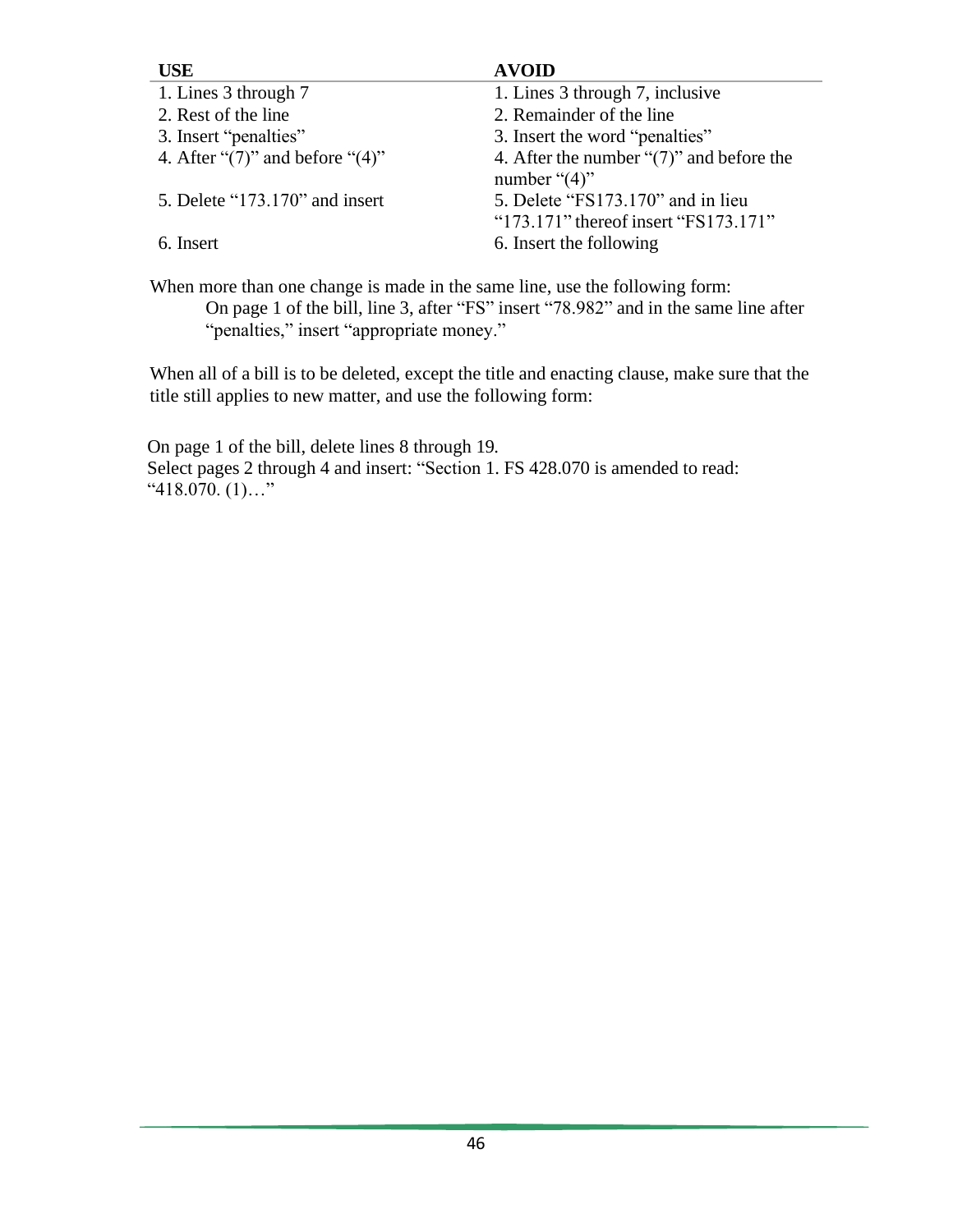| USE | AVOID |
| --- | --- |
| 1. Lines 3 through 7 | 1. Lines 3 through 7, inclusive |
| 2. Rest of the line | 2. Remainder of the line |
| 3. Insert “penalties” | 3. Insert the word “penalties” |
| 4. After “(7)” and before “(4)” | 4. After the number “(7)” and before the number “(4)” |
| 5. Delete “173.170” and insert “173.171” | 5. Delete “FS173.170” and in lieu thereof insert “FS173.171” |
| 6. Insert | 6. Insert the following |

When more than one change is made in the same line, use the following form:

> On page 1 of the bill, line 3, after “FS” insert “78.982” and in the same line after “penalties,” insert “appropriate money.”

When all of a bill is to be deleted, except the title and enacting clause, make sure that the title still applies to new matter, and use the following form:

On page 1 of the bill, delete lines 8 through 19.
Select pages 2 through 4 and insert: “Section 1. FS 428.070 is amended to read:
“418.070. (1)…”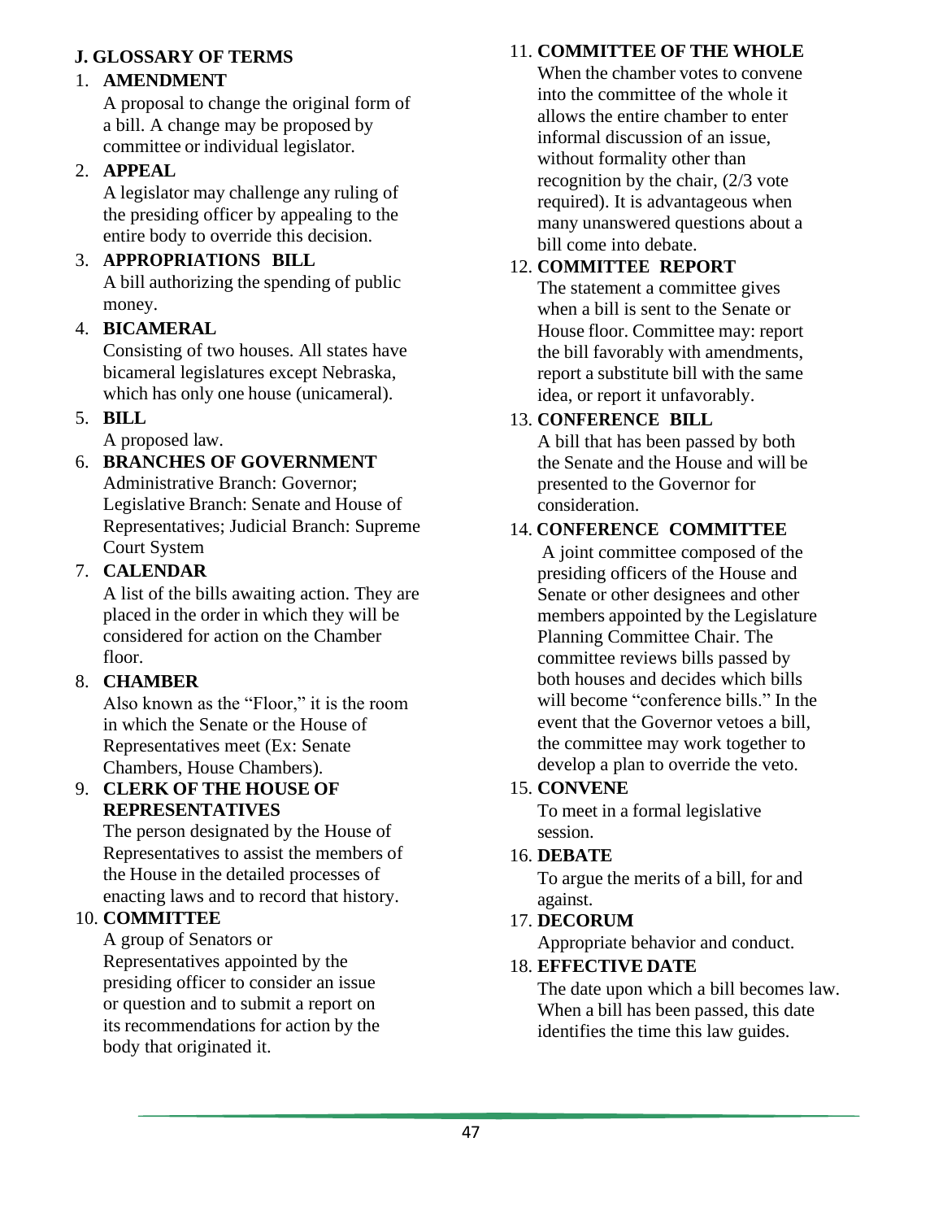## J. GLOSSARY OF TERMS

1. **AMENDMENT**
   A proposal to change the original form of a bill. A change may be proposed by committee or individual legislator.
2. **APPEAL**
   A legislator may challenge any ruling of the presiding officer by appealing to the entire body to override this decision.
3. **APPROPRIATIONS BILL**
   A bill authorizing the spending of public money.
4. **BICAMERAL**
   Consisting of two houses. All states have bicameral legislatures except Nebraska, which has only one house (unicameral).
5. **BILL**
   A proposed law.
6. **BRANCHES OF GOVERNMENT**
   Administrative Branch: Governor; Legislative Branch: Senate and House of Representatives; Judicial Branch: Supreme Court System
7. **CALENDAR**
   A list of the bills awaiting action. They are placed in the order in which they will be considered for action on the Chamber floor.
8. **CHAMBER**
   Also known as the "Floor," it is the room in which the Senate or the House of Representatives meet (Ex: Senate Chambers, House Chambers).
9. **CLERK OF THE HOUSE OF REPRESENTATIVES**
   The person designated by the House of Representatives to assist the members of the House in the detailed processes of enacting laws and to record that history.
10. **COMMITTEE**
    A group of Senators or Representatives appointed by the presiding officer to consider an issue or question and to submit a report on its recommendations for action by the body that originated it.
11. **COMMITTEE OF THE WHOLE**
    When the chamber votes to convene into the committee of the whole it allows the entire chamber to enter informal discussion of an issue, without formality other than recognition by the chair, (2/3 vote required). It is advantageous when many unanswered questions about a bill come into debate.
12. **COMMITTEE REPORT**
    The statement a committee gives when a bill is sent to the Senate or House floor. Committee may: report the bill favorably with amendments, report a substitute bill with the same idea, or report it unfavorably.
13. **CONFERENCE BILL**
    A bill that has been passed by both the Senate and the House and will be presented to the Governor for consideration.
14. **CONFERENCE COMMITTEE**
    A joint committee composed of the presiding officers of the House and Senate or other designees and other members appointed by the Legislature Planning Committee Chair. The committee reviews bills passed by both houses and decides which bills will become "conference bills." In the event that the Governor vetoes a bill, the committee may work together to develop a plan to override the veto.
15. **CONVENE**
    To meet in a formal legislative session.
16. **DEBATE**
    To argue the merits of a bill, for and against.
17. **DECORUM**
    Appropriate behavior and conduct.
18. **EFFECTIVE DATE**
    The date upon which a bill becomes law. When a bill has been passed, this date identifies the time this law guides.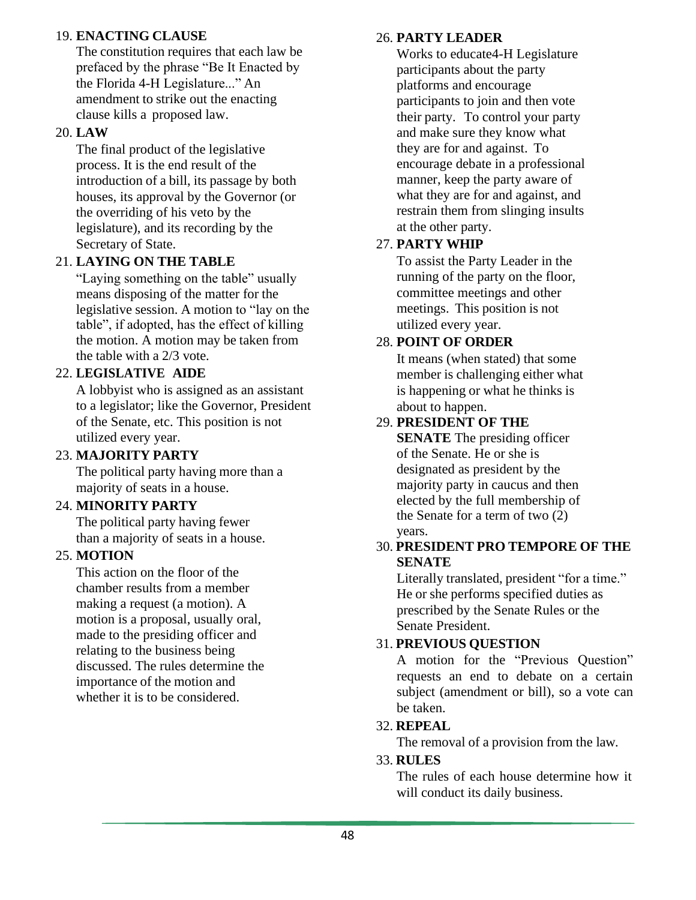19. **ENACTING CLAUSE**
    The constitution requires that each law be prefaced by the phrase "Be It Enacted by the Florida 4-H Legislature..." An amendment to strike out the enacting clause kills a proposed law.

20. **LAW**
    The final product of the legislative process. It is the end result of the introduction of a bill, its passage by both houses, its approval by the Governor (or the overriding of his veto by the legislature), and its recording by the Secretary of State.

21. **LAYING ON THE TABLE**
    "Laying something on the table" usually means disposing of the matter for the legislative session. A motion to "lay on the table", if adopted, has the effect of killing the motion. A motion may be taken from the table with a 2/3 vote.

22. **LEGISLATIVE AIDE**
    A lobbyist who is assigned as an assistant to a legislator; like the Governor, President of the Senate, etc. This position is not utilized every year.

23. **MAJORITY PARTY**
    The political party having more than a majority of seats in a house.

24. **MINORITY PARTY**
    The political party having fewer than a majority of seats in a house.

25. **MOTION**
    This action on the floor of the chamber results from a member making a request (a motion). A motion is a proposal, usually oral, made to the presiding officer and relating to the business being discussed. The rules determine the importance of the motion and whether it is to be considered.

26. **PARTY LEADER**
    Works to educate4-H Legislature participants about the party platforms and encourage participants to join and then vote their party. To control your party and make sure they know what they are for and against. To encourage debate in a professional manner, keep the party aware of what they are for and against, and restrain them from slinging insults at the other party.

27. **PARTY WHIP**
    To assist the Party Leader in the running of the party on the floor, committee meetings and other meetings. This position is not utilized every year.

28. **POINT OF ORDER**
    It means (when stated) that some member is challenging either what is happening or what he thinks is about to happen.

29. **PRESIDENT OF THE SENATE** The presiding officer of the Senate. He or she is designated as president by the majority party in caucus and then elected by the full membership of the Senate for a term of two (2) years.

30. **PRESIDENT PRO TEMPORE OF THE SENATE**
    Literally translated, president "for a time." He or she performs specified duties as prescribed by the Senate Rules or the Senate President.

31. **PREVIOUS QUESTION**
    A motion for the "Previous Question" requests an end to debate on a certain subject (amendment or bill), so a vote can be taken.

32. **REPEAL**
    The removal of a provision from the law.

33. **RULES**
    The rules of each house determine how it will conduct its daily business.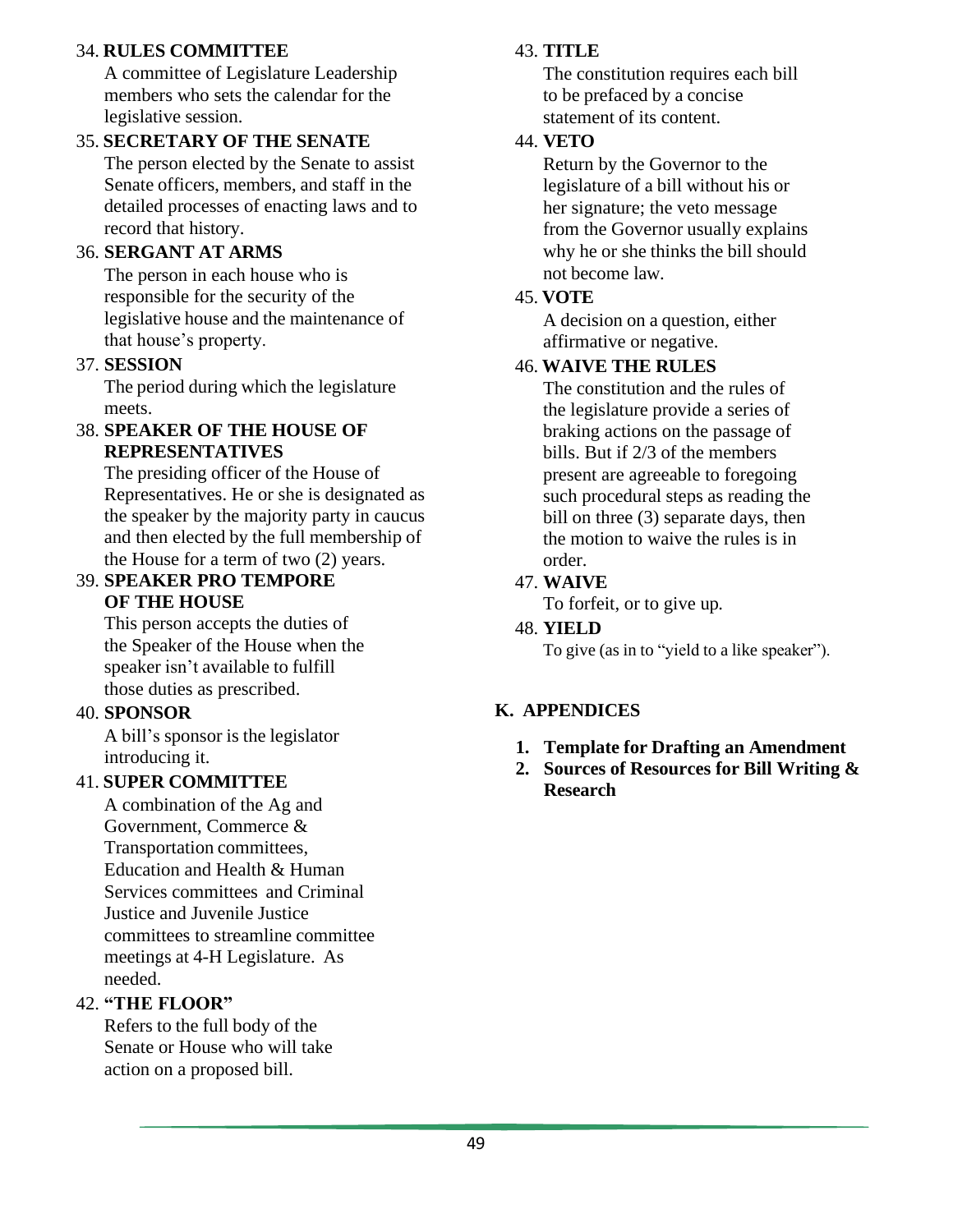34. **RULES COMMITTEE**
A committee of Legislature Leadership members who sets the calendar for the legislative session.

35. **SECRETARY OF THE SENATE**
The person elected by the Senate to assist Senate officers, members, and staff in the detailed processes of enacting laws and to record that history.

36. **SERGANT AT ARMS**
The person in each house who is responsible for the security of the legislative house and the maintenance of that house's property.

37. **SESSION**
The period during which the legislature meets.

38. **SPEAKER OF THE HOUSE OF REPRESENTATIVES**
The presiding officer of the House of Representatives. He or she is designated as the speaker by the majority party in caucus and then elected by the full membership of the House for a term of two (2) years.

39. **SPEAKER PRO TEMPORE OF THE HOUSE**
This person accepts the duties of the Speaker of the House when the speaker isn't available to fulfill those duties as prescribed.

40. **SPONSOR**
A bill's sponsor is the legislator introducing it.

41. **SUPER COMMITTEE**
A combination of the Ag and Government, Commerce & Transportation committees, Education and Health & Human Services committees and Criminal Justice and Juvenile Justice committees to streamline committee meetings at 4-H Legislature. As needed.

42. **"THE FLOOR"**
Refers to the full body of the Senate or House who will take action on a proposed bill.

43. **TITLE**
The constitution requires each bill to be prefaced by a concise statement of its content.

44. **VETO**
Return by the Governor to the legislature of a bill without his or her signature; the veto message from the Governor usually explains why he or she thinks the bill should not become law.

45. **VOTE**
A decision on a question, either affirmative or negative.

46. **WAIVE THE RULES**
The constitution and the rules of the legislature provide a series of braking actions on the passage of bills. But if 2/3 of the members present are agreeable to foregoing such procedural steps as reading the bill on three (3) separate days, then the motion to waive the rules is in order.

47. **WAIVE**
To forfeit, or to give up.

48. **YIELD**
To give (as in to "yield to a like speaker").

## K. APPENDICES

1. **Template for Drafting an Amendment**
2. **Sources of Resources for Bill Writing & Research**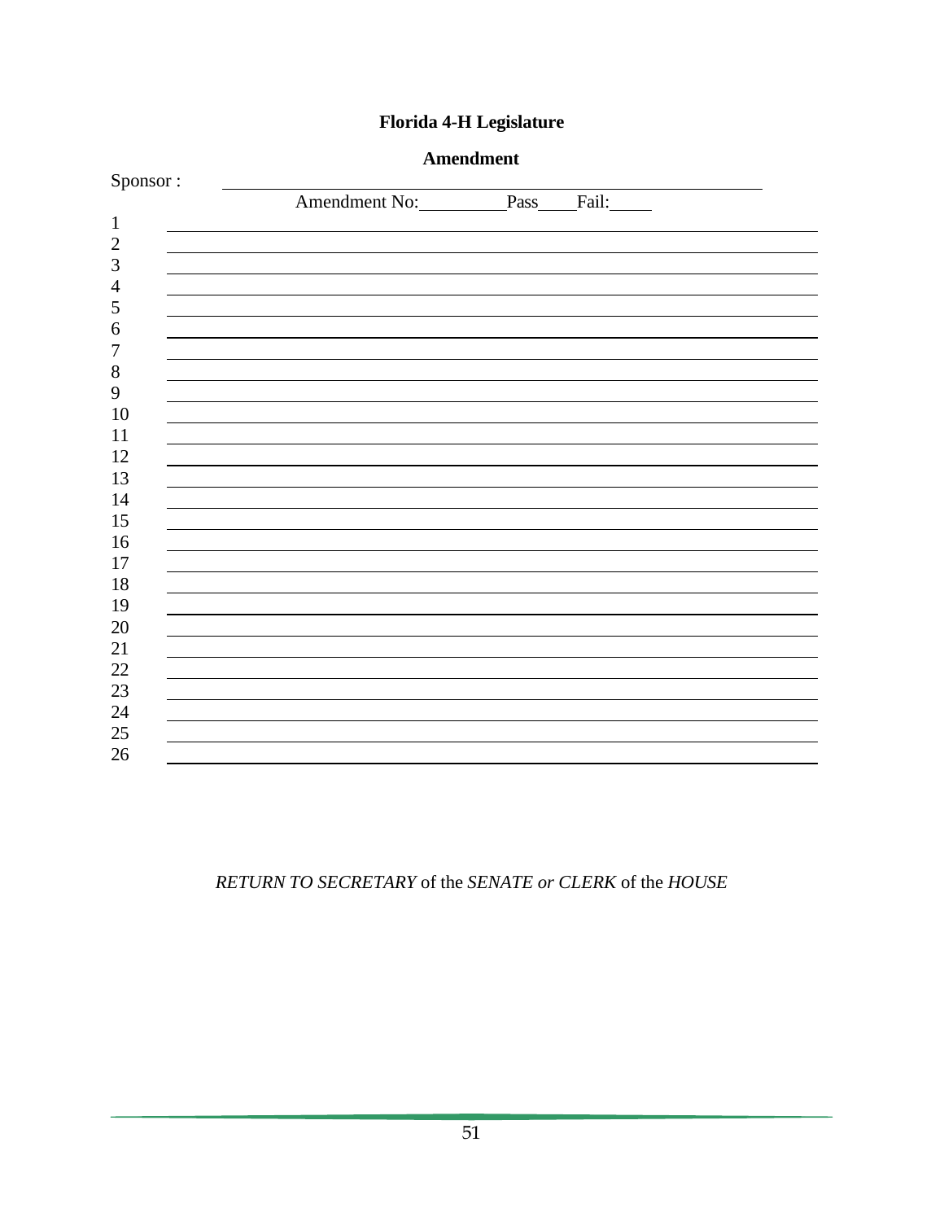# Florida 4-H Legislature

## Amendment

Sponsor : \_\_\_\_\_\_\_\_\_\_\_\_\_\_\_\_\_\_\_\_\_\_\_\_\_\_\_\_\_\_\_\_\_\_\_\_\_\_\_\_\_\_\_\_\_\_\_\_

Amendment No:\_\_\_\_\_\_\_\_\_\_ Pass\_\_\_\_ Fail:\_\_\_\_\_

1 \_\_\_\_\_\_\_\_\_\_\_\_\_\_\_\_\_\_\_\_\_\_\_\_\_\_\_\_\_\_\_\_\_\_\_\_\_\_\_\_\_\_\_\_\_\_\_\_\_\_\_\_\_\_\_\_

2 \_\_\_\_\_\_\_\_\_\_\_\_\_\_\_\_\_\_\_\_\_\_\_\_\_\_\_\_\_\_\_\_\_\_\_\_\_\_\_\_\_\_\_\_\_\_\_\_\_\_\_\_\_\_\_\_

3 \_\_\_\_\_\_\_\_\_\_\_\_\_\_\_\_\_\_\_\_\_\_\_\_\_\_\_\_\_\_\_\_\_\_\_\_\_\_\_\_\_\_\_\_\_\_\_\_\_\_\_\_\_\_\_\_

4 \_\_\_\_\_\_\_\_\_\_\_\_\_\_\_\_\_\_\_\_\_\_\_\_\_\_\_\_\_\_\_\_\_\_\_\_\_\_\_\_\_\_\_\_\_\_\_\_\_\_\_\_\_\_\_\_

5 \_\_\_\_\_\_\_\_\_\_\_\_\_\_\_\_\_\_\_\_\_\_\_\_\_\_\_\_\_\_\_\_\_\_\_\_\_\_\_\_\_\_\_\_\_\_\_\_\_\_\_\_\_\_\_\_

6 \_\_\_\_\_\_\_\_\_\_\_\_\_\_\_\_\_\_\_\_\_\_\_\_\_\_\_\_\_\_\_\_\_\_\_\_\_\_\_\_\_\_\_\_\_\_\_\_\_\_\_\_\_\_\_\_

7 \_\_\_\_\_\_\_\_\_\_\_\_\_\_\_\_\_\_\_\_\_\_\_\_\_\_\_\_\_\_\_\_\_\_\_\_\_\_\_\_\_\_\_\_\_\_\_\_\_\_\_\_\_\_\_\_

8 \_\_\_\_\_\_\_\_\_\_\_\_\_\_\_\_\_\_\_\_\_\_\_\_\_\_\_\_\_\_\_\_\_\_\_\_\_\_\_\_\_\_\_\_\_\_\_\_\_\_\_\_\_\_\_\_

9 \_\_\_\_\_\_\_\_\_\_\_\_\_\_\_\_\_\_\_\_\_\_\_\_\_\_\_\_\_\_\_\_\_\_\_\_\_\_\_\_\_\_\_\_\_\_\_\_\_\_\_\_\_\_\_\_

10 \_\_\_\_\_\_\_\_\_\_\_\_\_\_\_\_\_\_\_\_\_\_\_\_\_\_\_\_\_\_\_\_\_\_\_\_\_\_\_\_\_\_\_\_\_\_\_\_\_\_\_\_\_\_\_\_

11 \_\_\_\_\_\_\_\_\_\_\_\_\_\_\_\_\_\_\_\_\_\_\_\_\_\_\_\_\_\_\_\_\_\_\_\_\_\_\_\_\_\_\_\_\_\_\_\_\_\_\_\_\_\_\_\_

12 \_\_\_\_\_\_\_\_\_\_\_\_\_\_\_\_\_\_\_\_\_\_\_\_\_\_\_\_\_\_\_\_\_\_\_\_\_\_\_\_\_\_\_\_\_\_\_\_\_\_\_\_\_\_\_\_

13 \_\_\_\_\_\_\_\_\_\_\_\_\_\_\_\_\_\_\_\_\_\_\_\_\_\_\_\_\_\_\_\_\_\_\_\_\_\_\_\_\_\_\_\_\_\_\_\_\_\_\_\_\_\_\_\_

14 \_\_\_\_\_\_\_\_\_\_\_\_\_\_\_\_\_\_\_\_\_\_\_\_\_\_\_\_\_\_\_\_\_\_\_\_\_\_\_\_\_\_\_\_\_\_\_\_\_\_\_\_\_\_\_\_

15 \_\_\_\_\_\_\_\_\_\_\_\_\_\_\_\_\_\_\_\_\_\_\_\_\_\_\_\_\_\_\_\_\_\_\_\_\_\_\_\_\_\_\_\_\_\_\_\_\_\_\_\_\_\_\_\_

16 \_\_\_\_\_\_\_\_\_\_\_\_\_\_\_\_\_\_\_\_\_\_\_\_\_\_\_\_\_\_\_\_\_\_\_\_\_\_\_\_\_\_\_\_\_\_\_\_\_\_\_\_\_\_\_\_

17 \_\_\_\_\_\_\_\_\_\_\_\_\_\_\_\_\_\_\_\_\_\_\_\_\_\_\_\_\_\_\_\_\_\_\_\_\_\_\_\_\_\_\_\_\_\_\_\_\_\_\_\_\_\_\_\_

18 \_\_\_\_\_\_\_\_\_\_\_\_\_\_\_\_\_\_\_\_\_\_\_\_\_\_\_\_\_\_\_\_\_\_\_\_\_\_\_\_\_\_\_\_\_\_\_\_\_\_\_\_\_\_\_\_

19 \_\_\_\_\_\_\_\_\_\_\_\_\_\_\_\_\_\_\_\_\_\_\_\_\_\_\_\_\_\_\_\_\_\_\_\_\_\_\_\_\_\_\_\_\_\_\_\_\_\_\_\_\_\_\_\_

20 \_\_\_\_\_\_\_\_\_\_\_\_\_\_\_\_\_\_\_\_\_\_\_\_\_\_\_\_\_\_\_\_\_\_\_\_\_\_\_\_\_\_\_\_\_\_\_\_\_\_\_\_\_\_\_\_

21 \_\_\_\_\_\_\_\_\_\_\_\_\_\_\_\_\_\_\_\_\_\_\_\_\_\_\_\_\_\_\_\_\_\_\_\_\_\_\_\_\_\_\_\_\_\_\_\_\_\_\_\_\_\_\_\_

22 \_\_\_\_\_\_\_\_\_\_\_\_\_\_\_\_\_\_\_\_\_\_\_\_\_\_\_\_\_\_\_\_\_\_\_\_\_\_\_\_\_\_\_\_\_\_\_\_\_\_\_\_\_\_\_\_

23 \_\_\_\_\_\_\_\_\_\_\_\_\_\_\_\_\_\_\_\_\_\_\_\_\_\_\_\_\_\_\_\_\_\_\_\_\_\_\_\_\_\_\_\_\_\_\_\_\_\_\_\_\_\_\_\_

24 \_\_\_\_\_\_\_\_\_\_\_\_\_\_\_\_\_\_\_\_\_\_\_\_\_\_\_\_\_\_\_\_\_\_\_\_\_\_\_\_\_\_\_\_\_\_\_\_\_\_\_\_\_\_\_\_

25 \_\_\_\_\_\_\_\_\_\_\_\_\_\_\_\_\_\_\_\_\_\_\_\_\_\_\_\_\_\_\_\_\_\_\_\_\_\_\_\_\_\_\_\_\_\_\_\_\_\_\_\_\_\_\_\_

26 \_\_\_\_\_\_\_\_\_\_\_\_\_\_\_\_\_\_\_\_\_\_\_\_\_\_\_\_\_\_\_\_\_\_\_\_\_\_\_\_\_\_\_\_\_\_\_\_\_\_\_\_\_\_\_\_

*RETURN TO SECRETARY* of the *SENATE or CLERK* of the *HOUSE*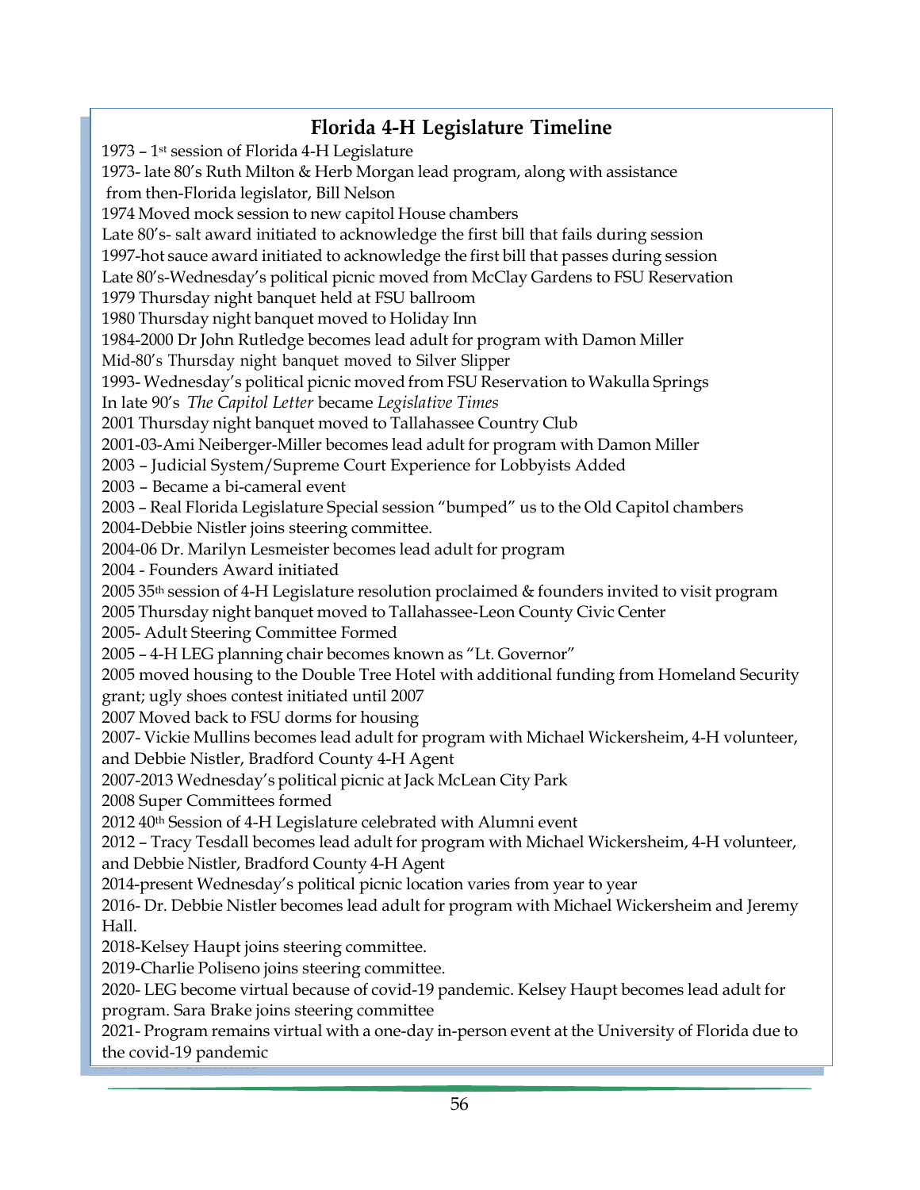## Florida 4-H Legislature Timeline

1973 – 1st session of Florida 4-H Legislature
1973- late 80's Ruth Milton & Herb Morgan lead program, along with assistance from then-Florida legislator, Bill Nelson
1974 Moved mock session to new capitol House chambers
Late 80's- salt award initiated to acknowledge the first bill that fails during session
1997-hot sauce award initiated to acknowledge the first bill that passes during session
Late 80's-Wednesday's political picnic moved from McClay Gardens to FSU Reservation
1979 Thursday night banquet held at FSU ballroom
1980 Thursday night banquet moved to Holiday Inn
1984-2000 Dr John Rutledge becomes lead adult for program with Damon Miller
Mid-80's Thursday night banquet moved to Silver Slipper
1993- Wednesday's political picnic moved from FSU Reservation to Wakulla Springs
In late 90's *The Capitol Letter* became *Legislative Times*
2001 Thursday night banquet moved to Tallahassee Country Club
2001-03-Ami Neiberger-Miller becomes lead adult for program with Damon Miller
2003 – Judicial System/Supreme Court Experience for Lobbyists Added
2003 – Became a bi-cameral event
2003 – Real Florida Legislature Special session "bumped" us to the Old Capitol chambers
2004-Debbie Nistler joins steering committee.
2004-06 Dr. Marilyn Lesmeister becomes lead adult for program
2004 - Founders Award initiated
2005 35th session of 4-H Legislature resolution proclaimed & founders invited to visit program
2005 Thursday night banquet moved to Tallahassee-Leon County Civic Center
2005- Adult Steering Committee Formed
2005 – 4-H LEG planning chair becomes known as "Lt. Governor"
2005 moved housing to the Double Tree Hotel with additional funding from Homeland Security grant; ugly shoes contest initiated until 2007
2007 Moved back to FSU dorms for housing
2007- Vickie Mullins becomes lead adult for program with Michael Wickersheim, 4-H volunteer, and Debbie Nistler, Bradford County 4-H Agent
2007-2013 Wednesday's political picnic at Jack McLean City Park
2008 Super Committees formed
2012 40th Session of 4-H Legislature celebrated with Alumni event
2012 – Tracy Tesdall becomes lead adult for program with Michael Wickersheim, 4-H volunteer, and Debbie Nistler, Bradford County 4-H Agent
2014-present Wednesday's political picnic location varies from year to year
2016- Dr. Debbie Nistler becomes lead adult for program with Michael Wickersheim and Jeremy Hall.
2018-Kelsey Haupt joins steering committee.
2019-Charlie Poliseno joins steering committee.
2020- LEG become virtual because of covid-19 pandemic. Kelsey Haupt becomes lead adult for program. Sara Brake joins steering committee
2021- Program remains virtual with a one-day in-person event at the University of Florida due to the covid-19 pandemic